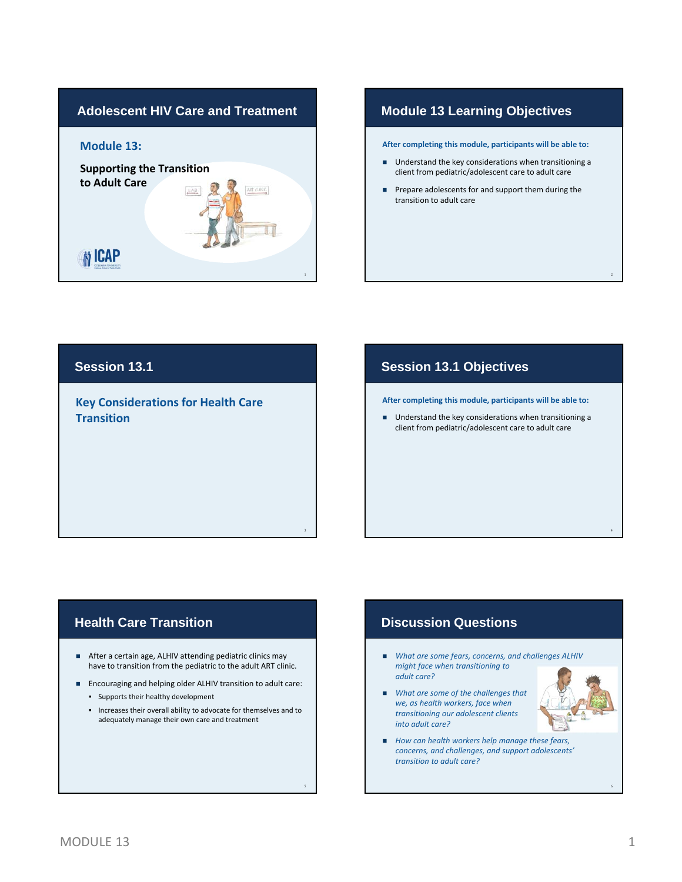## Adolescent HIV Care and Treatment

### Module 13:

**Supporting the Transition to Adult Care**

ICAP

## Module 13 Learning Objectives

**After completing this module, participants will be able to:**

- Understand the key considerations when transitioning a client from pediatric/adolescent care to adult care
- Prepare adolescents for and support them during the transition to adult care

## Session 13.1

### Key Considerations for Health Care Transition

## Session 13.1 Objectives

**After completing this module, participants will be able to:**

- Understand the key considerations when transitioning a client from pediatric/adolescent care to adult care

## Health Care Transition

- After a certain age, ALHIV attending pediatric clinics may have to transition from the pediatric to the adult ART clinic.
- Encouraging and helping older ALHIV transition to adult care:
  - Supports their healthy development
  - Increases their overall ability to advocate for themselves and to adequately manage their own care and treatment

## Discussion Questions

- *What are some fears, concerns, and challenges ALHIV might face when transitioning to adult care?*
- *What are some of the challenges that we, as health workers, face when transitioning our adolescent clients into adult care?*
- *How can health workers help manage these fears, concerns, and challenges, and support adolescents' transition to adult care?*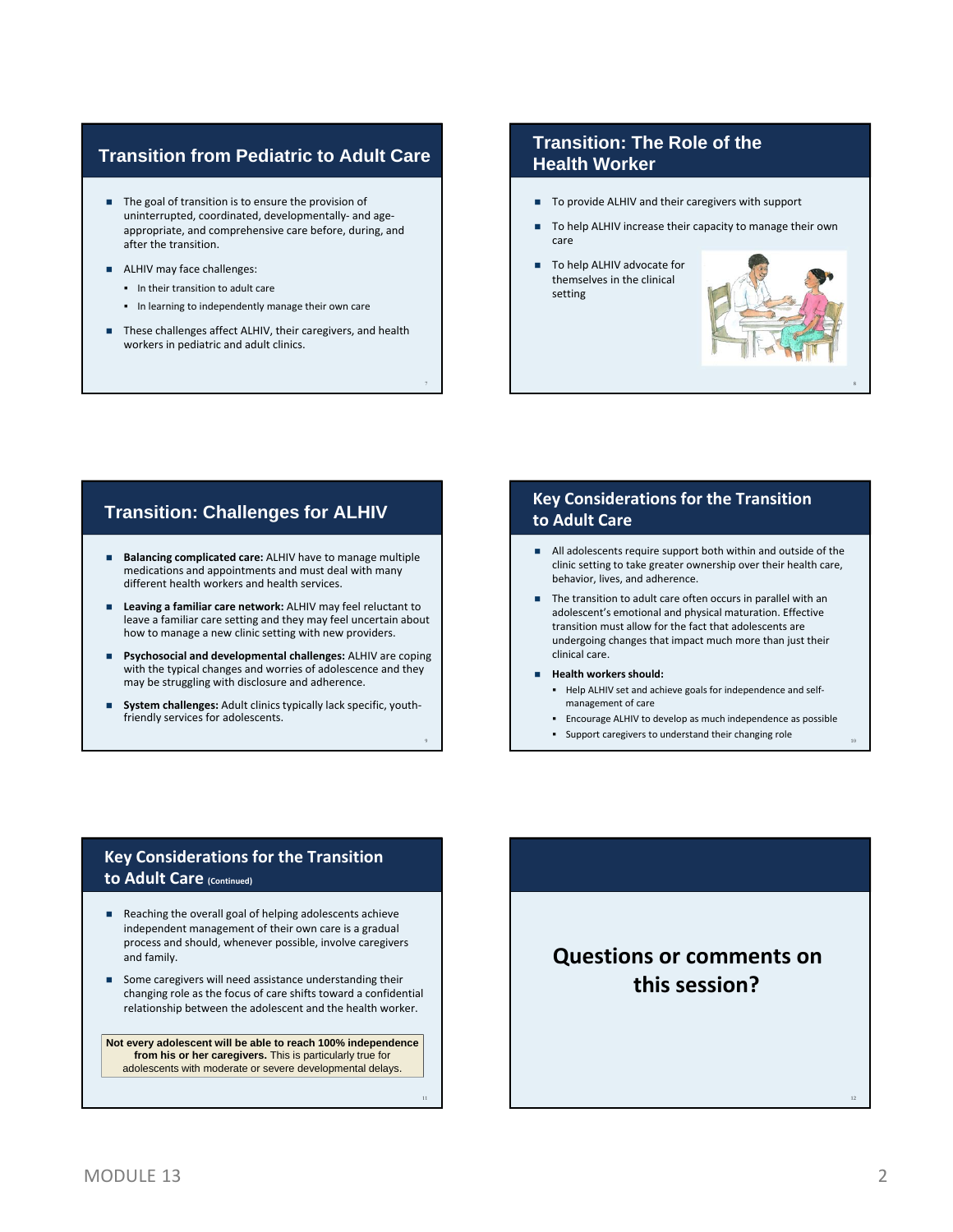## Transition from Pediatric to Adult Care

- The goal of transition is to ensure the provision of uninterrupted, coordinated, developmentally- and age-appropriate, and comprehensive care before, during, and after the transition.
- ALHIV may face challenges:
  - In their transition to adult care
  - In learning to independently manage their own care
- These challenges affect ALHIV, their caregivers, and health workers in pediatric and adult clinics.

## Transition: The Role of the Health Worker

- To provide ALHIV and their caregivers with support
- To help ALHIV increase their capacity to manage their own care
- To help ALHIV advocate for themselves in the clinical setting

## Transition: Challenges for ALHIV

- **Balancing complicated care:** ALHIV have to manage multiple medications and appointments and must deal with many different health workers and health services.
- **Leaving a familiar care network:** ALHIV may feel reluctant to leave a familiar care setting and they may feel uncertain about how to manage a new clinic setting with new providers.
- **Psychosocial and developmental challenges:** ALHIV are coping with the typical changes and worries of adolescence and they may be struggling with disclosure and adherence.
- **System challenges:** Adult clinics typically lack specific, youth-friendly services for adolescents.

## Key Considerations for the Transition to Adult Care

- All adolescents require support both within and outside of the clinic setting to take greater ownership over their health care, behavior, lives, and adherence.
- The transition to adult care often occurs in parallel with an adolescent's emotional and physical maturation. Effective transition must allow for the fact that adolescents are undergoing changes that impact much more than just their clinical care.
- **Health workers should:**
  - Help ALHIV set and achieve goals for independence and self-management of care
  - Encourage ALHIV to develop as much independence as possible
  - Support caregivers to understand their changing role

## Key Considerations for the Transition to Adult Care (Continued)

- Reaching the overall goal of helping adolescents achieve independent management of their own care is a gradual process and should, whenever possible, involve caregivers and family.
- Some caregivers will need assistance understanding their changing role as the focus of care shifts toward a confidential relationship between the adolescent and the health worker.

**Not every adolescent will be able to reach 100% independence from his or her caregivers.** This is particularly true for adolescents with moderate or severe developmental delays.

## Questions or comments on this session?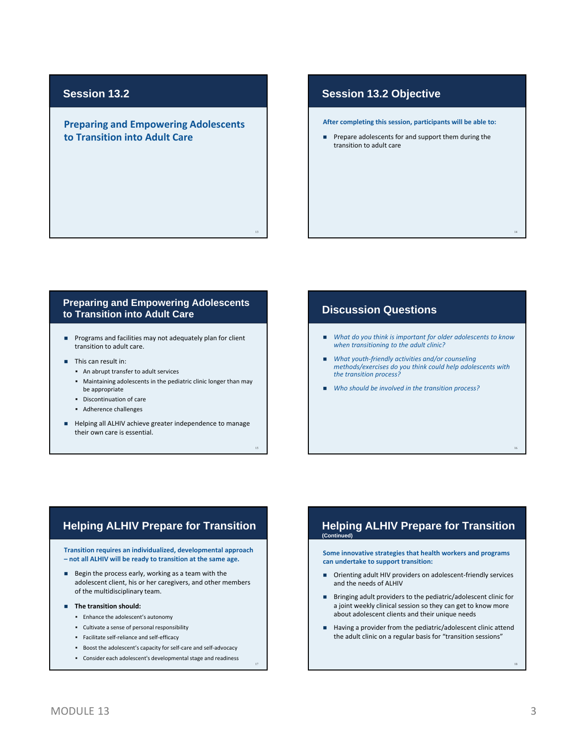## Session 13.2

### Preparing and Empowering Adolescents to Transition into Adult Care

## Session 13.2 Objective

**After completing this session, participants will be able to:**

- Prepare adolescents for and support them during the transition to adult care

## Preparing and Empowering Adolescents to Transition into Adult Care

- Programs and facilities may not adequately plan for client transition to adult care.
- This can result in:
  - An abrupt transfer to adult services
  - Maintaining adolescents in the pediatric clinic longer than may be appropriate
  - Discontinuation of care
  - Adherence challenges
- Helping all ALHIV achieve greater independence to manage their own care is essential.

## Discussion Questions

- *What do you think is important for older adolescents to know when transitioning to the adult clinic?*
- *What youth-friendly activities and/or counseling methods/exercises do you think could help adolescents with the transition process?*
- *Who should be involved in the transition process?*

## Helping ALHIV Prepare for Transition

**Transition requires an individualized, developmental approach – not all ALHIV will be ready to transition at the same age.**

- Begin the process early, working as a team with the adolescent client, his or her caregivers, and other members of the multidisciplinary team.
- **The transition should:**
  - Enhance the adolescent's autonomy
  - Cultivate a sense of personal responsibility
  - Facilitate self-reliance and self-efficacy
  - Boost the adolescent's capacity for self-care and self-advocacy
  - Consider each adolescent's developmental stage and readiness

## Helping ALHIV Prepare for Transition (Continued)

**Some innovative strategies that health workers and programs can undertake to support transition:**

- Orienting adult HIV providers on adolescent-friendly services and the needs of ALHIV
- Bringing adult providers to the pediatric/adolescent clinic for a joint weekly clinical session so they can get to know more about adolescent clients and their unique needs
- Having a provider from the pediatric/adolescent clinic attend the adult clinic on a regular basis for "transition sessions"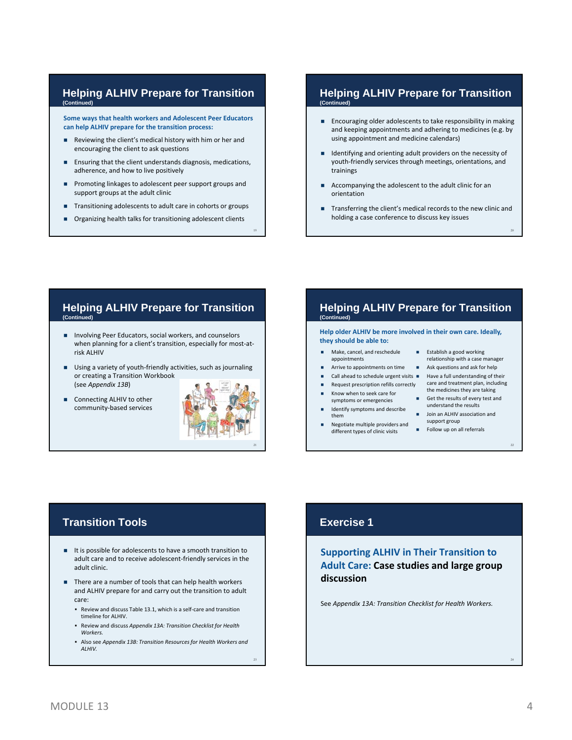## Helping ALHIV Prepare for Transition
(Continued)

**Some ways that health workers and Adolescent Peer Educators can help ALHIV prepare for the transition process:**

- Reviewing the client's medical history with him or her and encouraging the client to ask questions
- Ensuring that the client understands diagnosis, medications, adherence, and how to live positively
- Promoting linkages to adolescent peer support groups and support groups at the adult clinic
- Transitioning adolescents to adult care in cohorts or groups
- Organizing health talks for transitioning adolescent clients

## Helping ALHIV Prepare for Transition
(Continued)

- Encouraging older adolescents to take responsibility in making and keeping appointments and adhering to medicines (e.g. by using appointment and medicine calendars)
- Identifying and orienting adult providers on the necessity of youth-friendly services through meetings, orientations, and trainings
- Accompanying the adolescent to the adult clinic for an orientation
- Transferring the client's medical records to the new clinic and holding a case conference to discuss key issues

## Helping ALHIV Prepare for Transition
(Continued)

- Involving Peer Educators, social workers, and counselors when planning for a client's transition, especially for most-at-risk ALHIV
- Using a variety of youth-friendly activities, such as journaling or creating a Transition Workbook (see *Appendix 13B*)
- Connecting ALHIV to other community-based services

## Helping ALHIV Prepare for Transition
(Continued)

**Help older ALHIV be more involved in their own care. Ideally, they should be able to:**

- Make, cancel, and reschedule appointments
- Arrive to appointments on time
- Call ahead to schedule urgent visits
- Request prescription refills correctly
- Know when to seek care for symptoms or emergencies
- Identify symptoms and describe them
- Negotiate multiple providers and different types of clinic visits
- Establish a good working relationship with a case manager
- Ask questions and ask for help
- Have a full understanding of their care and treatment plan, including the medicines they are taking
- Get the results of every test and understand the results
- Join an ALHIV association and support group
- Follow up on all referrals

## Transition Tools

- It is possible for adolescents to have a smooth transition to adult care and to receive adolescent-friendly services in the adult clinic.
- There are a number of tools that can help health workers and ALHIV prepare for and carry out the transition to adult care:
  - Review and discuss Table 13.1, which is a self-care and transition timeline for ALHIV.
  - Review and discuss *Appendix 13A: Transition Checklist for Health Workers.*
  - Also see *Appendix 13B: Transition Resources for Health Workers and ALHIV.*

## Exercise 1

**Supporting ALHIV in Their Transition to Adult Care: Case studies and large group discussion**

See *Appendix 13A: Transition Checklist for Health Workers.*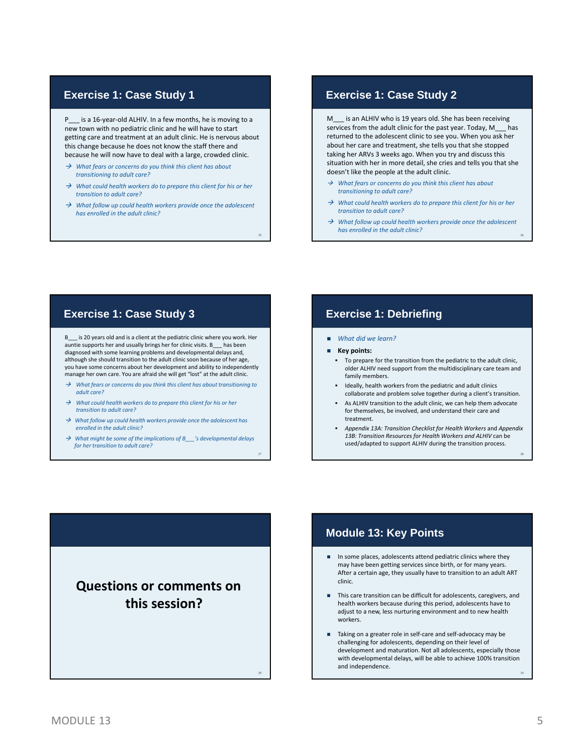## Exercise 1: Case Study 1

P___ is a 16-year-old ALHIV. In a few months, he is moving to a new town with no pediatric clinic and he will have to start getting care and treatment at an adult clinic. He is nervous about this change because he does not know the staff there and because he will now have to deal with a large, crowded clinic.

- *What fears or concerns do you think this client has about transitioning to adult care?*
- *What could health workers do to prepare this client for his or her transition to adult care?*
- *What follow up could health workers provide once the adolescent has enrolled in the adult clinic?*

## Exercise 1: Case Study 2

M___ is an ALHIV who is 19 years old. She has been receiving services from the adult clinic for the past year. Today, M___ has returned to the adolescent clinic to see you. When you ask her about her care and treatment, she tells you that she stopped taking her ARVs 3 weeks ago. When you try and discuss this situation with her in more detail, she cries and tells you that she doesn't like the people at the adult clinic.

- *What fears or concerns do you think this client has about transitioning to adult care?*
- *What could health workers do to prepare this client for his or her transition to adult care?*
- *What follow up could health workers provide once the adolescent has enrolled in the adult clinic?*

## Exercise 1: Case Study 3

B___ is 20 years old and is a client at the pediatric clinic where you work. Her auntie supports her and usually brings her for clinic visits. B___ has been diagnosed with some learning problems and developmental delays and, although she should transition to the adult clinic soon because of her age, you have some concerns about her development and ability to independently manage her own care. You are afraid she will get "lost" at the adult clinic.

- *What fears or concerns do you think this client has about transitioning to adult care?*
- *What could health workers do to prepare this client for his or her transition to adult care?*
- *What follow up could health workers provide once the adolescent has enrolled in the adult clinic?*
- *What might be some of the implications of B___'s developmental delays for her transition to adult care?*

## Exercise 1: Debriefing

- *What did we learn?*
- **Key points:**
  - To prepare for the transition from the pediatric to the adult clinic, older ALHIV need support from the multidisciplinary care team and family members.
  - Ideally, health workers from the pediatric and adult clinics collaborate and problem solve together during a client's transition.
  - As ALHIV transition to the adult clinic, we can help them advocate for themselves, be involved, and understand their care and treatment.
  - *Appendix 13A: Transition Checklist for Health Workers* and *Appendix 13B: Transition Resources for Health Workers and ALHIV* can be used/adapted to support ALHIV during the transition process.

## Questions or comments on this session?

## Module 13: Key Points

- In some places, adolescents attend pediatric clinics where they may have been getting services since birth, or for many years. After a certain age, they usually have to transition to an adult ART clinic.
- This care transition can be difficult for adolescents, caregivers, and health workers because during this period, adolescents have to adjust to a new, less nurturing environment and to new health workers.
- Taking on a greater role in self-care and self-advocacy may be challenging for adolescents, depending on their level of development and maturation. Not all adolescents, especially those with developmental delays, will be able to achieve 100% transition and independence.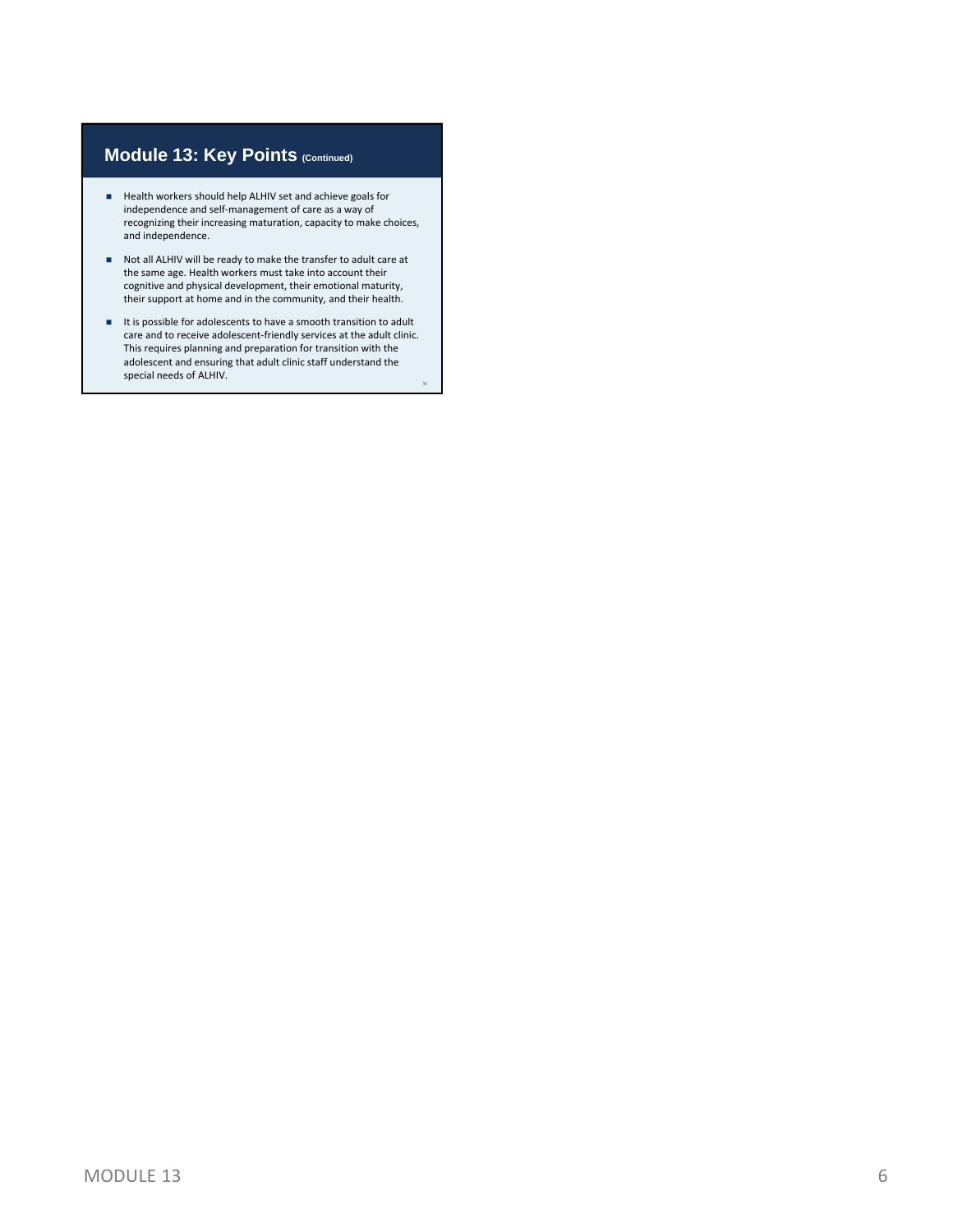## Module 13: Key Points (Continued)

- Health workers should help ALHIV set and achieve goals for independence and self-management of care as a way of recognizing their increasing maturation, capacity to make choices, and independence.
- Not all ALHIV will be ready to make the transfer to adult care at the same age. Health workers must take into account their cognitive and physical development, their emotional maturity, their support at home and in the community, and their health.
- It is possible for adolescents to have a smooth transition to adult care and to receive adolescent-friendly services at the adult clinic. This requires planning and preparation for transition with the adolescent and ensuring that adult clinic staff understand the special needs of ALHIV.